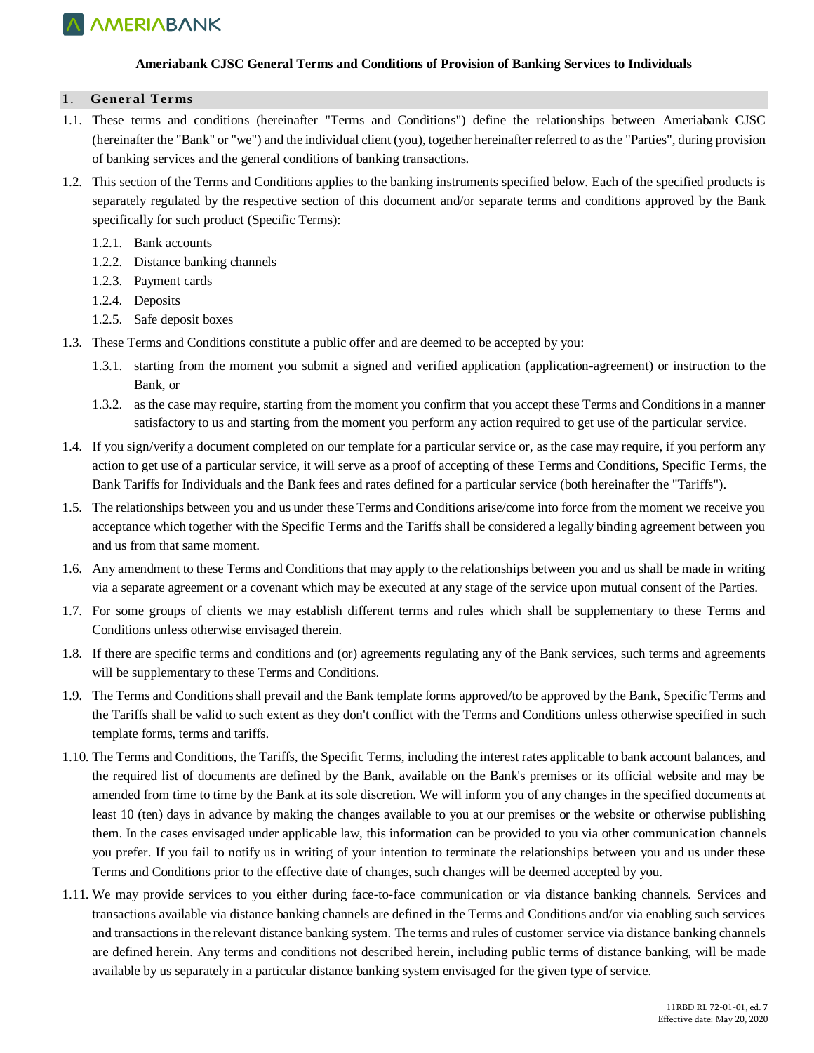**Ameriabank CJSC General Terms and Conditions of Provision of Banking Services to Individuals**

## 1. General Terms

1.1. These terms and conditions (hereinafter "Terms and Conditions") define the relationships between Ameriabank CJSC (hereinafter the "Bank" or "we") and the individual client (you), together hereinafter referred to as the "Parties", during provision of banking services and the general conditions of banking transactions.

1.2. This section of the Terms and Conditions applies to the banking instruments specified below. Each of the specified products is separately regulated by the respective section of this document and/or separate terms and conditions approved by the Bank specifically for such product (Specific Terms):

- 1.2.1. Bank accounts
- 1.2.2. Distance banking channels
- 1.2.3. Payment cards
- 1.2.4. Deposits
- 1.2.5. Safe deposit boxes

1.3. These Terms and Conditions constitute a public offer and are deemed to be accepted by you:

- 1.3.1. starting from the moment you submit a signed and verified application (application-agreement) or instruction to the Bank, or
- 1.3.2. as the case may require, starting from the moment you confirm that you accept these Terms and Conditions in a manner satisfactory to us and starting from the moment you perform any action required to get use of the particular service.

1.4. If you sign/verify a document completed on our template for a particular service or, as the case may require, if you perform any action to get use of a particular service, it will serve as a proof of accepting of these Terms and Conditions, Specific Terms, the Bank Tariffs for Individuals and the Bank fees and rates defined for a particular service (both hereinafter the "Tariffs").

1.5. The relationships between you and us under these Terms and Conditions arise/come into force from the moment we receive you acceptance which together with the Specific Terms and the Tariffs shall be considered a legally binding agreement between you and us from that same moment.

1.6. Any amendment to these Terms and Conditions that may apply to the relationships between you and us shall be made in writing via a separate agreement or a covenant which may be executed at any stage of the service upon mutual consent of the Parties.

1.7. For some groups of clients we may establish different terms and rules which shall be supplementary to these Terms and Conditions unless otherwise envisaged therein.

1.8. If there are specific terms and conditions and (or) agreements regulating any of the Bank services, such terms and agreements will be supplementary to these Terms and Conditions.

1.9. The Terms and Conditions shall prevail and the Bank template forms approved/to be approved by the Bank, Specific Terms and the Tariffs shall be valid to such extent as they don't conflict with the Terms and Conditions unless otherwise specified in such template forms, terms and tariffs.

1.10. The Terms and Conditions, the Tariffs, the Specific Terms, including the interest rates applicable to bank account balances, and the required list of documents are defined by the Bank, available on the Bank's premises or its official website and may be amended from time to time by the Bank at its sole discretion. We will inform you of any changes in the specified documents at least 10 (ten) days in advance by making the changes available to you at our premises or the website or otherwise publishing them. In the cases envisaged under applicable law, this information can be provided to you via other communication channels you prefer. If you fail to notify us in writing of your intention to terminate the relationships between you and us under these Terms and Conditions prior to the effective date of changes, such changes will be deemed accepted by you.

1.11. We may provide services to you either during face-to-face communication or via distance banking channels. Services and transactions available via distance banking channels are defined in the Terms and Conditions and/or via enabling such services and transactions in the relevant distance banking system. The terms and rules of customer service via distance banking channels are defined herein. Any terms and conditions not described herein, including public terms of distance banking, will be made available by us separately in a particular distance banking system envisaged for the given type of service.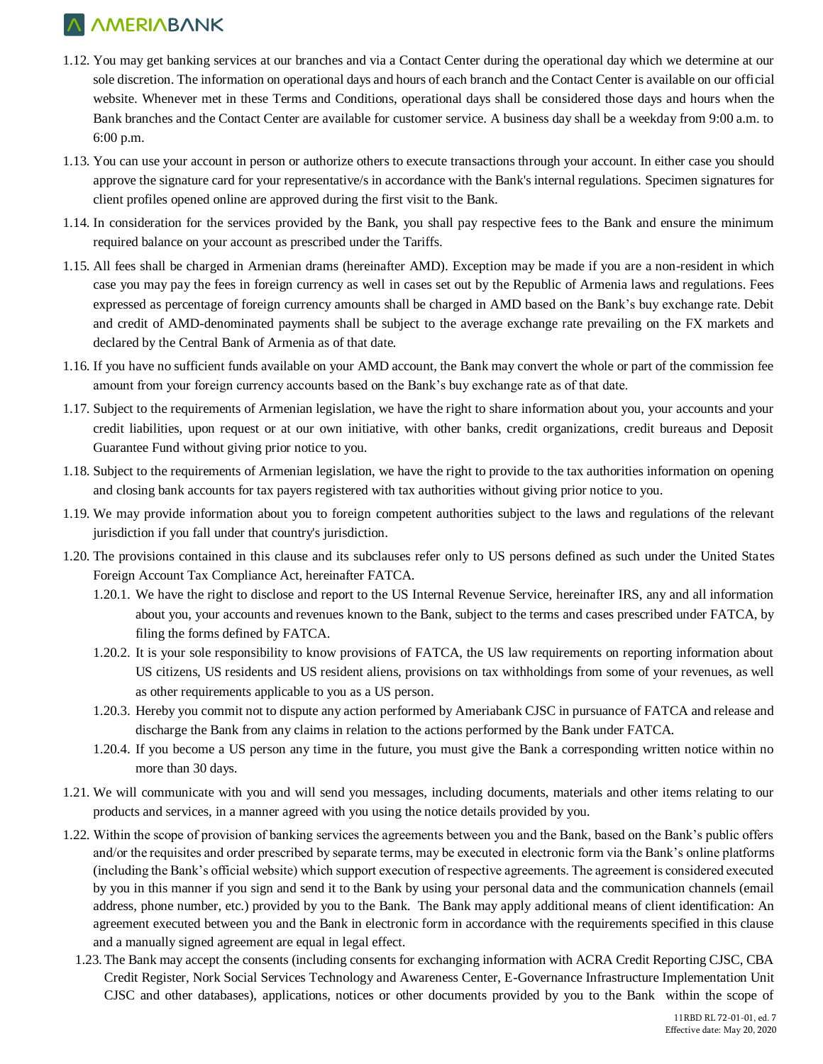1.12. You may get banking services at our branches and via a Contact Center during the operational day which we determine at our sole discretion. The information on operational days and hours of each branch and the Contact Center is available on our official website. Whenever met in these Terms and Conditions, operational days shall be considered those days and hours when the Bank branches and the Contact Center are available for customer service. A business day shall be a weekday from 9:00 a.m. to 6:00 p.m.

1.13. You can use your account in person or authorize others to execute transactions through your account. In either case you should approve the signature card for your representative/s in accordance with the Bank's internal regulations. Specimen signatures for client profiles opened online are approved during the first visit to the Bank.

1.14. In consideration for the services provided by the Bank, you shall pay respective fees to the Bank and ensure the minimum required balance on your account as prescribed under the Tariffs.

1.15. All fees shall be charged in Armenian drams (hereinafter AMD). Exception may be made if you are a non-resident in which case you may pay the fees in foreign currency as well in cases set out by the Republic of Armenia laws and regulations. Fees expressed as percentage of foreign currency amounts shall be charged in AMD based on the Bank's buy exchange rate. Debit and credit of AMD-denominated payments shall be subject to the average exchange rate prevailing on the FX markets and declared by the Central Bank of Armenia as of that date.

1.16. If you have no sufficient funds available on your AMD account, the Bank may convert the whole or part of the commission fee amount from your foreign currency accounts based on the Bank's buy exchange rate as of that date.

1.17. Subject to the requirements of Armenian legislation, we have the right to share information about you, your accounts and your credit liabilities, upon request or at our own initiative, with other banks, credit organizations, credit bureaus and Deposit Guarantee Fund without giving prior notice to you.

1.18. Subject to the requirements of Armenian legislation, we have the right to provide to the tax authorities information on opening and closing bank accounts for tax payers registered with tax authorities without giving prior notice to you.

1.19. We may provide information about you to foreign competent authorities subject to the laws and regulations of the relevant jurisdiction if you fall under that country's jurisdiction.

1.20. The provisions contained in this clause and its subclauses refer only to US persons defined as such under the United States Foreign Account Tax Compliance Act, hereinafter FATCA.

   1.20.1. We have the right to disclose and report to the US Internal Revenue Service, hereinafter IRS, any and all information about you, your accounts and revenues known to the Bank, subject to the terms and cases prescribed under FATCA, by filing the forms defined by FATCA.

   1.20.2. It is your sole responsibility to know provisions of FATCA, the US law requirements on reporting information about US citizens, US residents and US resident aliens, provisions on tax withholdings from some of your revenues, as well as other requirements applicable to you as a US person.

   1.20.3. Hereby you commit not to dispute any action performed by Ameriabank CJSC in pursuance of FATCA and release and discharge the Bank from any claims in relation to the actions performed by the Bank under FATCA.

   1.20.4. If you become a US person any time in the future, you must give the Bank a corresponding written notice within no more than 30 days.

1.21. We will communicate with you and will send you messages, including documents, materials and other items relating to our products and services, in a manner agreed with you using the notice details provided by you.

1.22. Within the scope of provision of banking services the agreements between you and the Bank, based on the Bank's public offers and/or the requisites and order prescribed by separate terms, may be executed in electronic form via the Bank's online platforms (including the Bank's official website) which support execution of respective agreements. The agreement is considered executed by you in this manner if you sign and send it to the Bank by using your personal data and the communication channels (email address, phone number, etc.) provided by you to the Bank. The Bank may apply additional means of client identification: An agreement executed between you and the Bank in electronic form in accordance with the requirements specified in this clause and a manually signed agreement are equal in legal effect.

1.23. The Bank may accept the consents (including consents for exchanging information with ACRA Credit Reporting CJSC, CBA Credit Register, Nork Social Services Technology and Awareness Center, E-Governance Infrastructure Implementation Unit CJSC and other databases), applications, notices or other documents provided by you to the Bank within the scope of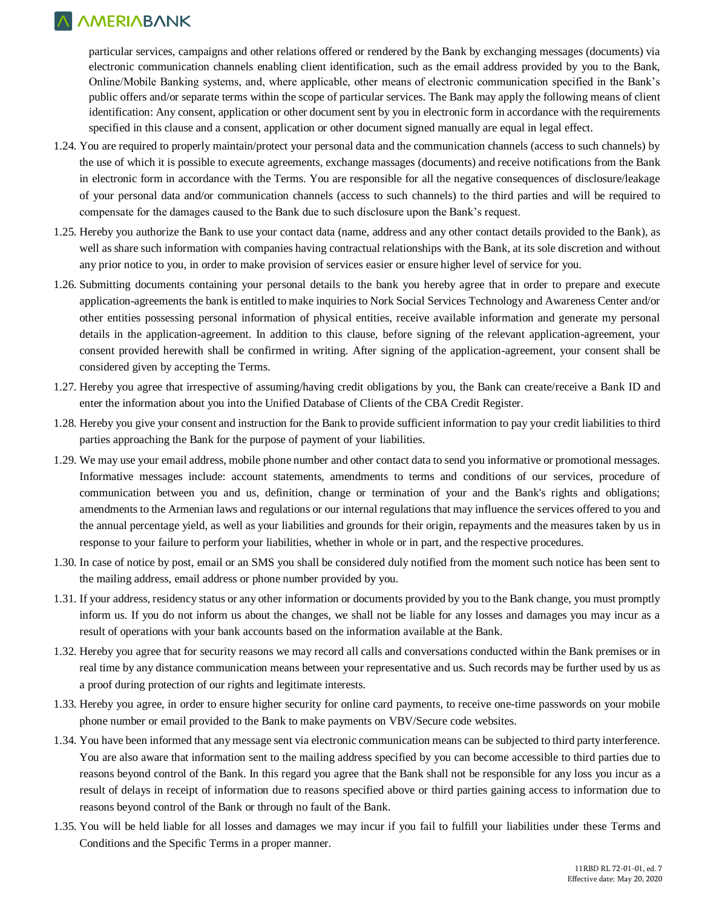particular services, campaigns and other relations offered or rendered by the Bank by exchanging messages (documents) via electronic communication channels enabling client identification, such as the email address provided by you to the Bank, Online/Mobile Banking systems, and, where applicable, other means of electronic communication specified in the Bank's public offers and/or separate terms within the scope of particular services. The Bank may apply the following means of client identification: Any consent, application or other document sent by you in electronic form in accordance with the requirements specified in this clause and a consent, application or other document signed manually are equal in legal effect.

1.24. You are required to properly maintain/protect your personal data and the communication channels (access to such channels) by the use of which it is possible to execute agreements, exchange massages (documents) and receive notifications from the Bank in electronic form in accordance with the Terms. You are responsible for all the negative consequences of disclosure/leakage of your personal data and/or communication channels (access to such channels) to the third parties and will be required to compensate for the damages caused to the Bank due to such disclosure upon the Bank's request.

1.25. Hereby you authorize the Bank to use your contact data (name, address and any other contact details provided to the Bank), as well as share such information with companies having contractual relationships with the Bank, at its sole discretion and without any prior notice to you, in order to make provision of services easier or ensure higher level of service for you.

1.26. Submitting documents containing your personal details to the bank you hereby agree that in order to prepare and execute application-agreements the bank is entitled to make inquiries to Nork Social Services Technology and Awareness Center and/or other entities possessing personal information of physical entities, receive available information and generate my personal details in the application-agreement. In addition to this clause, before signing of the relevant application-agreement, your consent provided herewith shall be confirmed in writing. After signing of the application-agreement, your consent shall be considered given by accepting the Terms.

1.27. Hereby you agree that irrespective of assuming/having credit obligations by you, the Bank can create/receive a Bank ID and enter the information about you into the Unified Database of Clients of the CBA Credit Register.

1.28. Hereby you give your consent and instruction for the Bank to provide sufficient information to pay your credit liabilities to third parties approaching the Bank for the purpose of payment of your liabilities.

1.29. We may use your email address, mobile phone number and other contact data to send you informative or promotional messages. Informative messages include: account statements, amendments to terms and conditions of our services, procedure of communication between you and us, definition, change or termination of your and the Bank's rights and obligations; amendments to the Armenian laws and regulations or our internal regulations that may influence the services offered to you and the annual percentage yield, as well as your liabilities and grounds for their origin, repayments and the measures taken by us in response to your failure to perform your liabilities, whether in whole or in part, and the respective procedures.

1.30. In case of notice by post, email or an SMS you shall be considered duly notified from the moment such notice has been sent to the mailing address, email address or phone number provided by you.

1.31. If your address, residency status or any other information or documents provided by you to the Bank change, you must promptly inform us. If you do not inform us about the changes, we shall not be liable for any losses and damages you may incur as a result of operations with your bank accounts based on the information available at the Bank.

1.32. Hereby you agree that for security reasons we may record all calls and conversations conducted within the Bank premises or in real time by any distance communication means between your representative and us. Such records may be further used by us as a proof during protection of our rights and legitimate interests.

1.33. Hereby you agree, in order to ensure higher security for online card payments, to receive one-time passwords on your mobile phone number or email provided to the Bank to make payments on VBV/Secure code websites.

1.34. You have been informed that any message sent via electronic communication means can be subjected to third party interference. You are also aware that information sent to the mailing address specified by you can become accessible to third parties due to reasons beyond control of the Bank. In this regard you agree that the Bank shall not be responsible for any loss you incur as a result of delays in receipt of information due to reasons specified above or third parties gaining access to information due to reasons beyond control of the Bank or through no fault of the Bank.

1.35. You will be held liable for all losses and damages we may incur if you fail to fulfill your liabilities under these Terms and Conditions and the Specific Terms in a proper manner.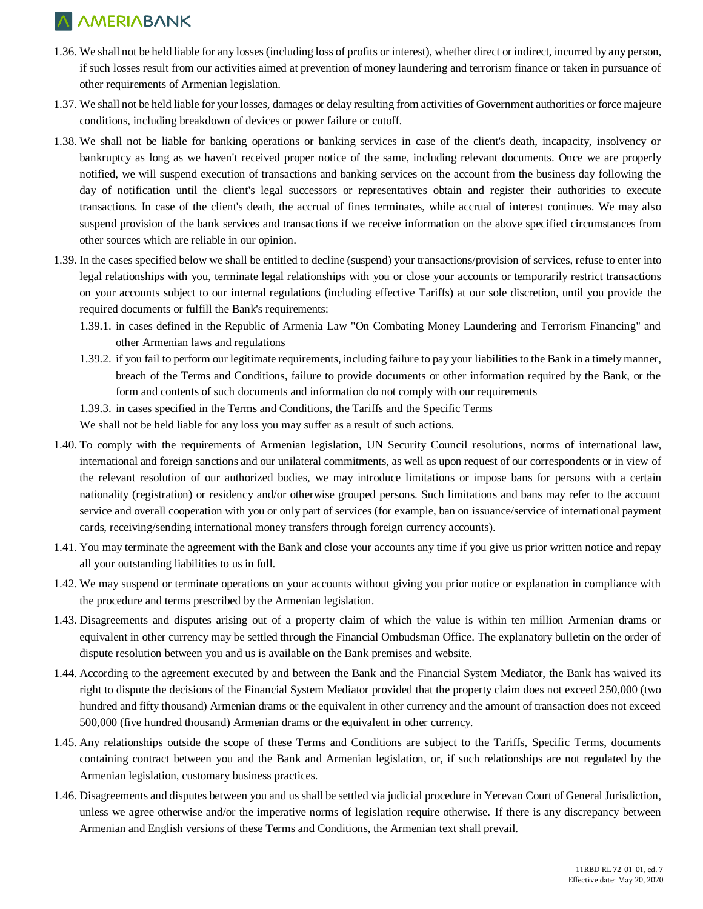1.36. We shall not be held liable for any losses (including loss of profits or interest), whether direct or indirect, incurred by any person, if such losses result from our activities aimed at prevention of money laundering and terrorism finance or taken in pursuance of other requirements of Armenian legislation.

1.37. We shall not be held liable for your losses, damages or delay resulting from activities of Government authorities or force majeure conditions, including breakdown of devices or power failure or cutoff.

1.38. We shall not be liable for banking operations or banking services in case of the client's death, incapacity, insolvency or bankruptcy as long as we haven't received proper notice of the same, including relevant documents. Once we are properly notified, we will suspend execution of transactions and banking services on the account from the business day following the day of notification until the client's legal successors or representatives obtain and register their authorities to execute transactions. In case of the client's death, the accrual of fines terminates, while accrual of interest continues. We may also suspend provision of the bank services and transactions if we receive information on the above specified circumstances from other sources which are reliable in our opinion.

1.39. In the cases specified below we shall be entitled to decline (suspend) your transactions/provision of services, refuse to enter into legal relationships with you, terminate legal relationships with you or close your accounts or temporarily restrict transactions on your accounts subject to our internal regulations (including effective Tariffs) at our sole discretion, until you provide the required documents or fulfill the Bank's requirements:

   1.39.1. in cases defined in the Republic of Armenia Law "On Combating Money Laundering and Terrorism Financing" and other Armenian laws and regulations

   1.39.2. if you fail to perform our legitimate requirements, including failure to pay your liabilities to the Bank in a timely manner, breach of the Terms and Conditions, failure to provide documents or other information required by the Bank, or the form and contents of such documents and information do not comply with our requirements

   1.39.3. in cases specified in the Terms and Conditions, the Tariffs and the Specific Terms

   We shall not be held liable for any loss you may suffer as a result of such actions.

1.40. To comply with the requirements of Armenian legislation, UN Security Council resolutions, norms of international law, international and foreign sanctions and our unilateral commitments, as well as upon request of our correspondents or in view of the relevant resolution of our authorized bodies, we may introduce limitations or impose bans for persons with a certain nationality (registration) or residency and/or otherwise grouped persons. Such limitations and bans may refer to the account service and overall cooperation with you or only part of services (for example, ban on issuance/service of international payment cards, receiving/sending international money transfers through foreign currency accounts).

1.41. You may terminate the agreement with the Bank and close your accounts any time if you give us prior written notice and repay all your outstanding liabilities to us in full.

1.42. We may suspend or terminate operations on your accounts without giving you prior notice or explanation in compliance with the procedure and terms prescribed by the Armenian legislation.

1.43. Disagreements and disputes arising out of a property claim of which the value is within ten million Armenian drams or equivalent in other currency may be settled through the Financial Ombudsman Office. The explanatory bulletin on the order of dispute resolution between you and us is available on the Bank premises and website.

1.44. According to the agreement executed by and between the Bank and the Financial System Mediator, the Bank has waived its right to dispute the decisions of the Financial System Mediator provided that the property claim does not exceed 250,000 (two hundred and fifty thousand) Armenian drams or the equivalent in other currency and the amount of transaction does not exceed 500,000 (five hundred thousand) Armenian drams or the equivalent in other currency.

1.45. Any relationships outside the scope of these Terms and Conditions are subject to the Tariffs, Specific Terms, documents containing contract between you and the Bank and Armenian legislation, or, if such relationships are not regulated by the Armenian legislation, customary business practices.

1.46. Disagreements and disputes between you and us shall be settled via judicial procedure in Yerevan Court of General Jurisdiction, unless we agree otherwise and/or the imperative norms of legislation require otherwise. If there is any discrepancy between Armenian and English versions of these Terms and Conditions, the Armenian text shall prevail.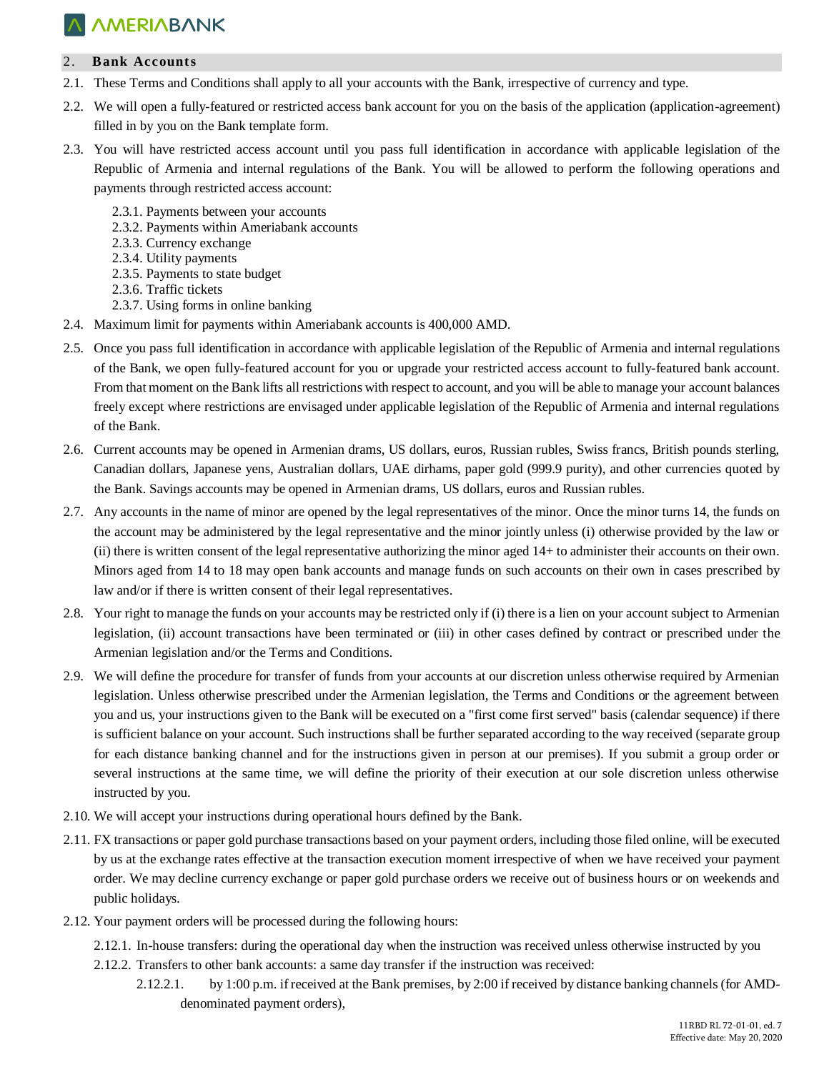## 2. Bank Accounts

2.1. These Terms and Conditions shall apply to all your accounts with the Bank, irrespective of currency and type.

2.2. We will open a fully-featured or restricted access bank account for you on the basis of the application (application-agreement) filled in by you on the Bank template form.

2.3. You will have restricted access account until you pass full identification in accordance with applicable legislation of the Republic of Armenia and internal regulations of the Bank. You will be allowed to perform the following operations and payments through restricted access account:

- 2.3.1. Payments between your accounts
- 2.3.2. Payments within Ameriabank accounts
- 2.3.3. Currency exchange
- 2.3.4. Utility payments
- 2.3.5. Payments to state budget
- 2.3.6. Traffic tickets
- 2.3.7. Using forms in online banking

2.4. Maximum limit for payments within Ameriabank accounts is 400,000 AMD.

2.5. Once you pass full identification in accordance with applicable legislation of the Republic of Armenia and internal regulations of the Bank, we open fully-featured account for you or upgrade your restricted access account to fully-featured bank account. From that moment on the Bank lifts all restrictions with respect to account, and you will be able to manage your account balances freely except where restrictions are envisaged under applicable legislation of the Republic of Armenia and internal regulations of the Bank.

2.6. Current accounts may be opened in Armenian drams, US dollars, euros, Russian rubles, Swiss francs, British pounds sterling, Canadian dollars, Japanese yens, Australian dollars, UAE dirhams, paper gold (999.9 purity), and other currencies quoted by the Bank. Savings accounts may be opened in Armenian drams, US dollars, euros and Russian rubles.

2.7. Any accounts in the name of minor are opened by the legal representatives of the minor. Once the minor turns 14, the funds on the account may be administered by the legal representative and the minor jointly unless (i) otherwise provided by the law or (ii) there is written consent of the legal representative authorizing the minor aged 14+ to administer their accounts on their own. Minors aged from 14 to 18 may open bank accounts and manage funds on such accounts on their own in cases prescribed by law and/or if there is written consent of their legal representatives.

2.8. Your right to manage the funds on your accounts may be restricted only if (i) there is a lien on your account subject to Armenian legislation, (ii) account transactions have been terminated or (iii) in other cases defined by contract or prescribed under the Armenian legislation and/or the Terms and Conditions.

2.9. We will define the procedure for transfer of funds from your accounts at our discretion unless otherwise required by Armenian legislation. Unless otherwise prescribed under the Armenian legislation, the Terms and Conditions or the agreement between you and us, your instructions given to the Bank will be executed on a "first come first served" basis (calendar sequence) if there is sufficient balance on your account. Such instructions shall be further separated according to the way received (separate group for each distance banking channel and for the instructions given in person at our premises). If you submit a group order or several instructions at the same time, we will define the priority of their execution at our sole discretion unless otherwise instructed by you.

2.10. We will accept your instructions during operational hours defined by the Bank.

2.11. FX transactions or paper gold purchase transactions based on your payment orders, including those filed online, will be executed by us at the exchange rates effective at the transaction execution moment irrespective of when we have received your payment order. We may decline currency exchange or paper gold purchase orders we receive out of business hours or on weekends and public holidays.

2.12. Your payment orders will be processed during the following hours:

- 2.12.1. In-house transfers: during the operational day when the instruction was received unless otherwise instructed by you
- 2.12.2. Transfers to other bank accounts: a same day transfer if the instruction was received:
  - 2.12.2.1. by 1:00 p.m. if received at the Bank premises, by 2:00 if received by distance banking channels (for AMD-denominated payment orders),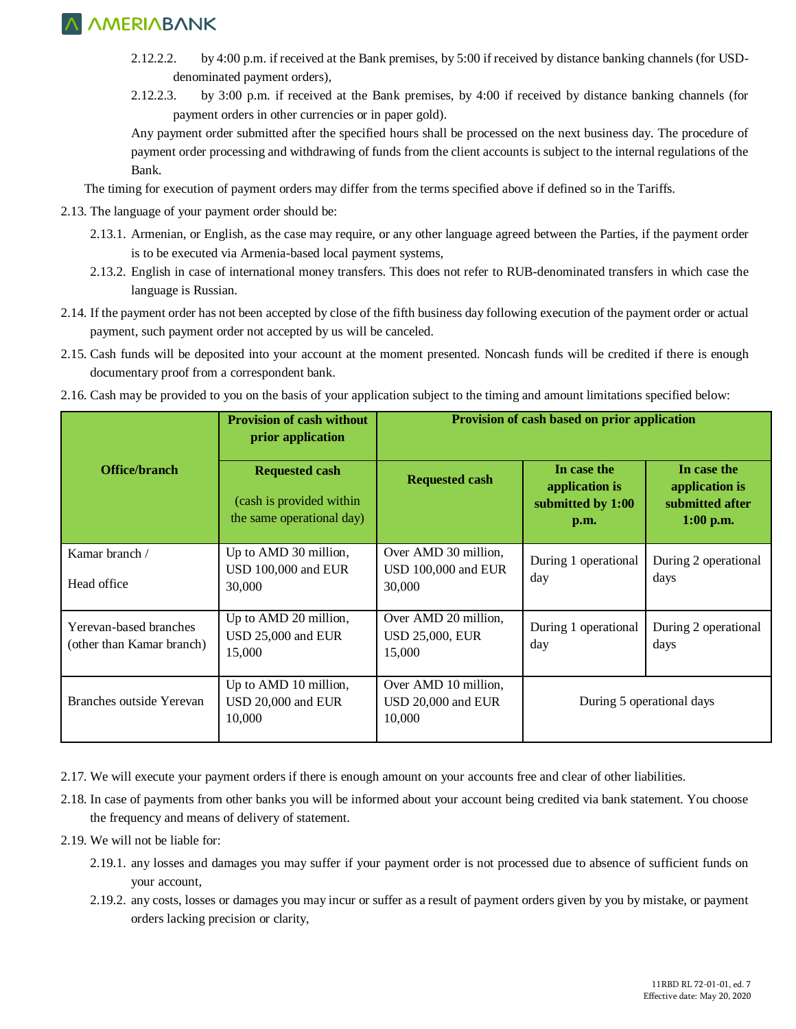2.12.2.2. by 4:00 p.m. if received at the Bank premises, by 5:00 if received by distance banking channels (for USD-denominated payment orders),

2.12.2.3. by 3:00 p.m. if received at the Bank premises, by 4:00 if received by distance banking channels (for payment orders in other currencies or in paper gold).

Any payment order submitted after the specified hours shall be processed on the next business day. The procedure of payment order processing and withdrawing of funds from the client accounts is subject to the internal regulations of the Bank.

The timing for execution of payment orders may differ from the terms specified above if defined so in the Tariffs.

2.13. The language of your payment order should be:

2.13.1. Armenian, or English, as the case may require, or any other language agreed between the Parties, if the payment order is to be executed via Armenia-based local payment systems,

2.13.2. English in case of international money transfers. This does not refer to RUB-denominated transfers in which case the language is Russian.

2.14. If the payment order has not been accepted by close of the fifth business day following execution of the payment order or actual payment, such payment order not accepted by us will be canceled.

2.15. Cash funds will be deposited into your account at the moment presented. Noncash funds will be credited if there is enough documentary proof from a correspondent bank.

2.16. Cash may be provided to you on the basis of your application subject to the timing and amount limitations specified below:

| Office/branch | Provision of cash without prior application | Provision of cash based on prior application | | |
|---|---|---|---|---|
| | **Requested cash** (cash is provided within the same operational day) | **Requested cash** | **In case the application is submitted by 1:00 p.m.** | **In case the application is submitted after 1:00 p.m.** |
| Kamar branch / Head office | Up to AMD 30 million, USD 100,000 and EUR 30,000 | Over AMD 30 million, USD 100,000 and EUR 30,000 | During 1 operational day | During 2 operational days |
| Yerevan-based branches (other than Kamar branch) | Up to AMD 20 million, USD 25,000 and EUR 15,000 | Over AMD 20 million, USD 25,000, EUR 15,000 | During 1 operational day | During 2 operational days |
| Branches outside Yerevan | Up to AMD 10 million, USD 20,000 and EUR 10,000 | Over AMD 10 million, USD 20,000 and EUR 10,000 | During 5 operational days | |

2.17. We will execute your payment orders if there is enough amount on your accounts free and clear of other liabilities.

2.18. In case of payments from other banks you will be informed about your account being credited via bank statement. You choose the frequency and means of delivery of statement.

2.19. We will not be liable for:

2.19.1. any losses and damages you may suffer if your payment order is not processed due to absence of sufficient funds on your account,

2.19.2. any costs, losses or damages you may incur or suffer as a result of payment orders given by you by mistake, or payment orders lacking precision or clarity,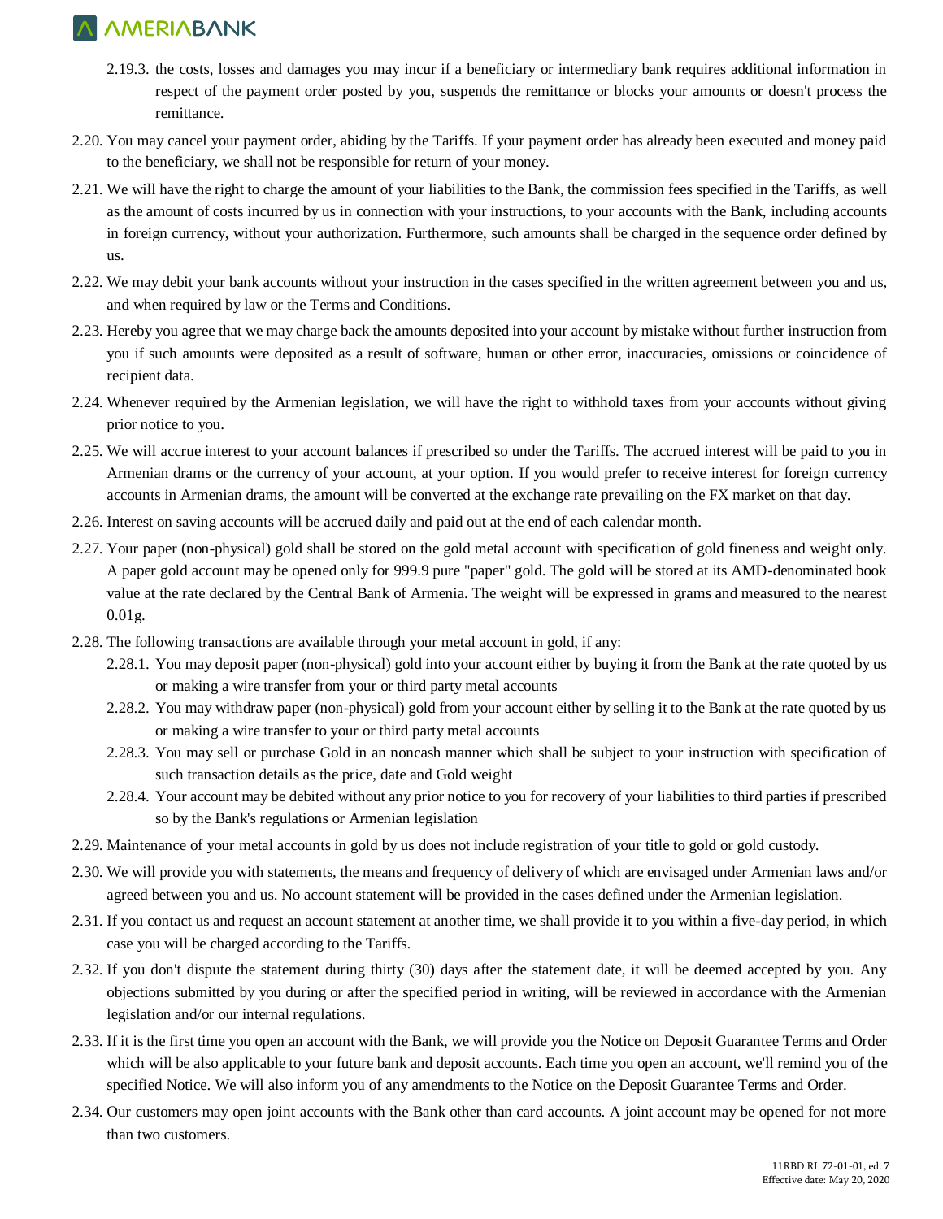2.19.3. the costs, losses and damages you may incur if a beneficiary or intermediary bank requires additional information in respect of the payment order posted by you, suspends the remittance or blocks your amounts or doesn't process the remittance.

2.20. You may cancel your payment order, abiding by the Tariffs. If your payment order has already been executed and money paid to the beneficiary, we shall not be responsible for return of your money.

2.21. We will have the right to charge the amount of your liabilities to the Bank, the commission fees specified in the Tariffs, as well as the amount of costs incurred by us in connection with your instructions, to your accounts with the Bank, including accounts in foreign currency, without your authorization. Furthermore, such amounts shall be charged in the sequence order defined by us.

2.22. We may debit your bank accounts without your instruction in the cases specified in the written agreement between you and us, and when required by law or the Terms and Conditions.

2.23. Hereby you agree that we may charge back the amounts deposited into your account by mistake without further instruction from you if such amounts were deposited as a result of software, human or other error, inaccuracies, omissions or coincidence of recipient data.

2.24. Whenever required by the Armenian legislation, we will have the right to withhold taxes from your accounts without giving prior notice to you.

2.25. We will accrue interest to your account balances if prescribed so under the Tariffs. The accrued interest will be paid to you in Armenian drams or the currency of your account, at your option. If you would prefer to receive interest for foreign currency accounts in Armenian drams, the amount will be converted at the exchange rate prevailing on the FX market on that day.

2.26. Interest on saving accounts will be accrued daily and paid out at the end of each calendar month.

2.27. Your paper (non-physical) gold shall be stored on the gold metal account with specification of gold fineness and weight only. A paper gold account may be opened only for 999.9 pure "paper" gold. The gold will be stored at its AMD-denominated book value at the rate declared by the Central Bank of Armenia. The weight will be expressed in grams and measured to the nearest 0.01g.

2.28. The following transactions are available through your metal account in gold, if any:

2.28.1. You may deposit paper (non-physical) gold into your account either by buying it from the Bank at the rate quoted by us or making a wire transfer from your or third party metal accounts

2.28.2. You may withdraw paper (non-physical) gold from your account either by selling it to the Bank at the rate quoted by us or making a wire transfer to your or third party metal accounts

2.28.3. You may sell or purchase Gold in an noncash manner which shall be subject to your instruction with specification of such transaction details as the price, date and Gold weight

2.28.4. Your account may be debited without any prior notice to you for recovery of your liabilities to third parties if prescribed so by the Bank's regulations or Armenian legislation

2.29. Maintenance of your metal accounts in gold by us does not include registration of your title to gold or gold custody.

2.30. We will provide you with statements, the means and frequency of delivery of which are envisaged under Armenian laws and/or agreed between you and us. No account statement will be provided in the cases defined under the Armenian legislation.

2.31. If you contact us and request an account statement at another time, we shall provide it to you within a five-day period, in which case you will be charged according to the Tariffs.

2.32. If you don't dispute the statement during thirty (30) days after the statement date, it will be deemed accepted by you. Any objections submitted by you during or after the specified period in writing, will be reviewed in accordance with the Armenian legislation and/or our internal regulations.

2.33. If it is the first time you open an account with the Bank, we will provide you the Notice on Deposit Guarantee Terms and Order which will be also applicable to your future bank and deposit accounts. Each time you open an account, we'll remind you of the specified Notice. We will also inform you of any amendments to the Notice on the Deposit Guarantee Terms and Order.

2.34. Our customers may open joint accounts with the Bank other than card accounts. A joint account may be opened for not more than two customers.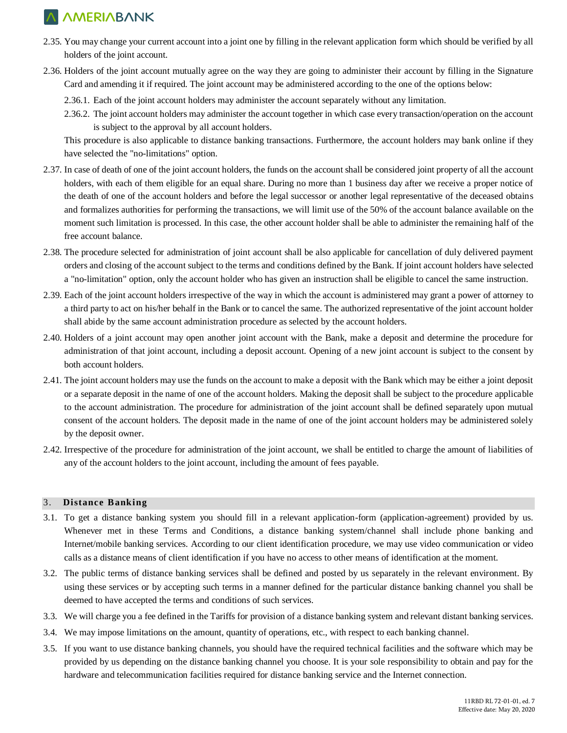2.35. You may change your current account into a joint one by filling in the relevant application form which should be verified by all holders of the joint account.

2.36. Holders of the joint account mutually agree on the way they are going to administer their account by filling in the Signature Card and amending it if required. The joint account may be administered according to the one of the options below:

2.36.1. Each of the joint account holders may administer the account separately without any limitation.

2.36.2. The joint account holders may administer the account together in which case every transaction/operation on the account is subject to the approval by all account holders.

This procedure is also applicable to distance banking transactions. Furthermore, the account holders may bank online if they have selected the "no-limitations" option.

2.37. In case of death of one of the joint account holders, the funds on the account shall be considered joint property of all the account holders, with each of them eligible for an equal share. During no more than 1 business day after we receive a proper notice of the death of one of the account holders and before the legal successor or another legal representative of the deceased obtains and formalizes authorities for performing the transactions, we will limit use of the 50% of the account balance available on the moment such limitation is processed. In this case, the other account holder shall be able to administer the remaining half of the free account balance.

2.38. The procedure selected for administration of joint account shall be also applicable for cancellation of duly delivered payment orders and closing of the account subject to the terms and conditions defined by the Bank. If joint account holders have selected a "no-limitation" option, only the account holder who has given an instruction shall be eligible to cancel the same instruction.

2.39. Each of the joint account holders irrespective of the way in which the account is administered may grant a power of attorney to a third party to act on his/her behalf in the Bank or to cancel the same. The authorized representative of the joint account holder shall abide by the same account administration procedure as selected by the account holders.

2.40. Holders of a joint account may open another joint account with the Bank, make a deposit and determine the procedure for administration of that joint account, including a deposit account. Opening of a new joint account is subject to the consent by both account holders.

2.41. The joint account holders may use the funds on the account to make a deposit with the Bank which may be either a joint deposit or a separate deposit in the name of one of the account holders. Making the deposit shall be subject to the procedure applicable to the account administration. The procedure for administration of the joint account shall be defined separately upon mutual consent of the account holders. The deposit made in the name of one of the joint account holders may be administered solely by the deposit owner.

2.42. Irrespective of the procedure for administration of the joint account, we shall be entitled to charge the amount of liabilities of any of the account holders to the joint account, including the amount of fees payable.

## 3. Distance Banking

3.1. To get a distance banking system you should fill in a relevant application-form (application-agreement) provided by us. Whenever met in these Terms and Conditions, a distance banking system/channel shall include phone banking and Internet/mobile banking services. According to our client identification procedure, we may use video communication or video calls as a distance means of client identification if you have no access to other means of identification at the moment.

3.2. The public terms of distance banking services shall be defined and posted by us separately in the relevant environment. By using these services or by accepting such terms in a manner defined for the particular distance banking channel you shall be deemed to have accepted the terms and conditions of such services.

3.3. We will charge you a fee defined in the Tariffs for provision of a distance banking system and relevant distant banking services.

3.4. We may impose limitations on the amount, quantity of operations, etc., with respect to each banking channel.

3.5. If you want to use distance banking channels, you should have the required technical facilities and the software which may be provided by us depending on the distance banking channel you choose. It is your sole responsibility to obtain and pay for the hardware and telecommunication facilities required for distance banking service and the Internet connection.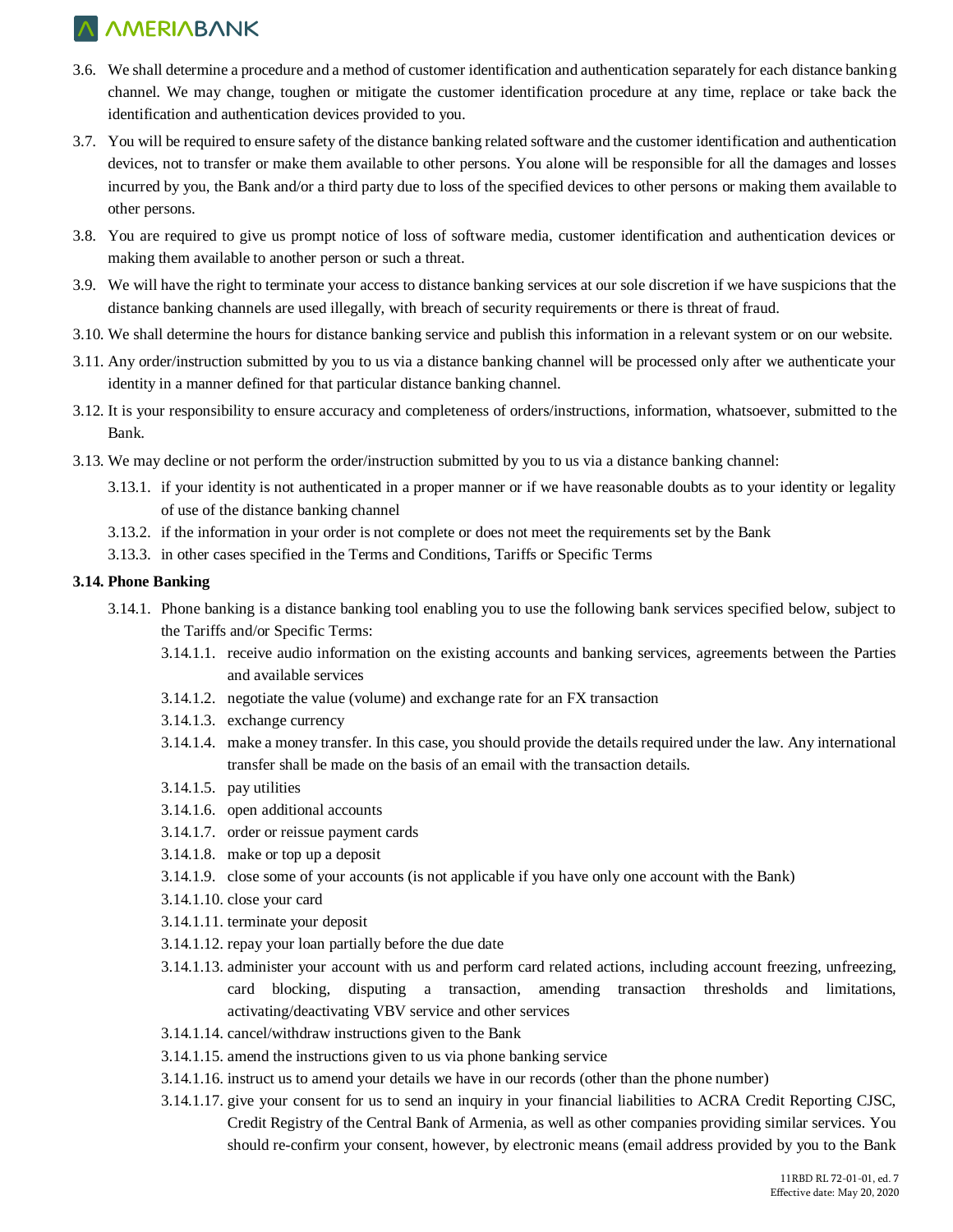3.6. We shall determine a procedure and a method of customer identification and authentication separately for each distance banking channel. We may change, toughen or mitigate the customer identification procedure at any time, replace or take back the identification and authentication devices provided to you.

3.7. You will be required to ensure safety of the distance banking related software and the customer identification and authentication devices, not to transfer or make them available to other persons. You alone will be responsible for all the damages and losses incurred by you, the Bank and/or a third party due to loss of the specified devices to other persons or making them available to other persons.

3.8. You are required to give us prompt notice of loss of software media, customer identification and authentication devices or making them available to another person or such a threat.

3.9. We will have the right to terminate your access to distance banking services at our sole discretion if we have suspicions that the distance banking channels are used illegally, with breach of security requirements or there is threat of fraud.

3.10. We shall determine the hours for distance banking service and publish this information in a relevant system or on our website.

3.11. Any order/instruction submitted by you to us via a distance banking channel will be processed only after we authenticate your identity in a manner defined for that particular distance banking channel.

3.12. It is your responsibility to ensure accuracy and completeness of orders/instructions, information, whatsoever, submitted to the Bank.

3.13. We may decline or not perform the order/instruction submitted by you to us via a distance banking channel:

- 3.13.1. if your identity is not authenticated in a proper manner or if we have reasonable doubts as to your identity or legality of use of the distance banking channel
- 3.13.2. if the information in your order is not complete or does not meet the requirements set by the Bank
- 3.13.3. in other cases specified in the Terms and Conditions, Tariffs or Specific Terms

**3.14. Phone Banking**

3.14.1. Phone banking is a distance banking tool enabling you to use the following bank services specified below, subject to the Tariffs and/or Specific Terms:

- 3.14.1.1. receive audio information on the existing accounts and banking services, agreements between the Parties and available services
- 3.14.1.2. negotiate the value (volume) and exchange rate for an FX transaction
- 3.14.1.3. exchange currency
- 3.14.1.4. make a money transfer. In this case, you should provide the details required under the law. Any international transfer shall be made on the basis of an email with the transaction details.
- 3.14.1.5. pay utilities
- 3.14.1.6. open additional accounts
- 3.14.1.7. order or reissue payment cards
- 3.14.1.8. make or top up a deposit
- 3.14.1.9. close some of your accounts (is not applicable if you have only one account with the Bank)
- 3.14.1.10. close your card
- 3.14.1.11. terminate your deposit
- 3.14.1.12. repay your loan partially before the due date
- 3.14.1.13. administer your account with us and perform card related actions, including account freezing, unfreezing, card blocking, disputing a transaction, amending transaction thresholds and limitations, activating/deactivating VBV service and other services
- 3.14.1.14. cancel/withdraw instructions given to the Bank
- 3.14.1.15. amend the instructions given to us via phone banking service
- 3.14.1.16. instruct us to amend your details we have in our records (other than the phone number)
- 3.14.1.17. give your consent for us to send an inquiry in your financial liabilities to ACRA Credit Reporting CJSC, Credit Registry of the Central Bank of Armenia, as well as other companies providing similar services. You should re-confirm your consent, however, by electronic means (email address provided by you to the Bank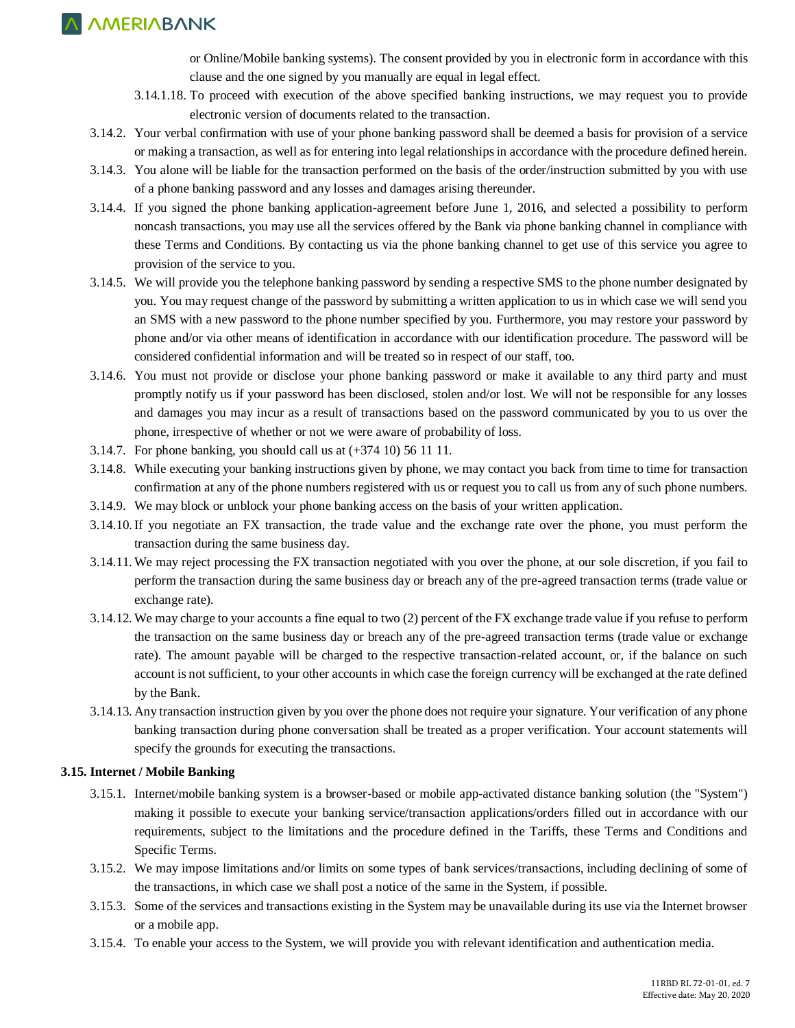or Online/Mobile banking systems). The consent provided by you in electronic form in accordance with this clause and the one signed by you manually are equal in legal effect.

3.14.1.18. To proceed with execution of the above specified banking instructions, we may request you to provide electronic version of documents related to the transaction.

3.14.2. Your verbal confirmation with use of your phone banking password shall be deemed a basis for provision of a service or making a transaction, as well as for entering into legal relationships in accordance with the procedure defined herein.

3.14.3. You alone will be liable for the transaction performed on the basis of the order/instruction submitted by you with use of a phone banking password and any losses and damages arising thereunder.

3.14.4. If you signed the phone banking application-agreement before June 1, 2016, and selected a possibility to perform noncash transactions, you may use all the services offered by the Bank via phone banking channel in compliance with these Terms and Conditions. By contacting us via the phone banking channel to get use of this service you agree to provision of the service to you.

3.14.5. We will provide you the telephone banking password by sending a respective SMS to the phone number designated by you. You may request change of the password by submitting a written application to us in which case we will send you an SMS with a new password to the phone number specified by you. Furthermore, you may restore your password by phone and/or via other means of identification in accordance with our identification procedure. The password will be considered confidential information and will be treated so in respect of our staff, too.

3.14.6. You must not provide or disclose your phone banking password or make it available to any third party and must promptly notify us if your password has been disclosed, stolen and/or lost. We will not be responsible for any losses and damages you may incur as a result of transactions based on the password communicated by you to us over the phone, irrespective of whether or not we were aware of probability of loss.

3.14.7. For phone banking, you should call us at (+374 10) 56 11 11.

3.14.8. While executing your banking instructions given by phone, we may contact you back from time to time for transaction confirmation at any of the phone numbers registered with us or request you to call us from any of such phone numbers.

3.14.9. We may block or unblock your phone banking access on the basis of your written application.

3.14.10. If you negotiate an FX transaction, the trade value and the exchange rate over the phone, you must perform the transaction during the same business day.

3.14.11. We may reject processing the FX transaction negotiated with you over the phone, at our sole discretion, if you fail to perform the transaction during the same business day or breach any of the pre-agreed transaction terms (trade value or exchange rate).

3.14.12. We may charge to your accounts a fine equal to two (2) percent of the FX exchange trade value if you refuse to perform the transaction on the same business day or breach any of the pre-agreed transaction terms (trade value or exchange rate). The amount payable will be charged to the respective transaction-related account, or, if the balance on such account is not sufficient, to your other accounts in which case the foreign currency will be exchanged at the rate defined by the Bank.

3.14.13. Any transaction instruction given by you over the phone does not require your signature. Your verification of any phone banking transaction during phone conversation shall be treated as a proper verification. Your account statements will specify the grounds for executing the transactions.

**3.15. Internet / Mobile Banking**

3.15.1. Internet/mobile banking system is a browser-based or mobile app-activated distance banking solution (the "System") making it possible to execute your banking service/transaction applications/orders filled out in accordance with our requirements, subject to the limitations and the procedure defined in the Tariffs, these Terms and Conditions and Specific Terms.

3.15.2. We may impose limitations and/or limits on some types of bank services/transactions, including declining of some of the transactions, in which case we shall post a notice of the same in the System, if possible.

3.15.3. Some of the services and transactions existing in the System may be unavailable during its use via the Internet browser or a mobile app.

3.15.4. To enable your access to the System, we will provide you with relevant identification and authentication media.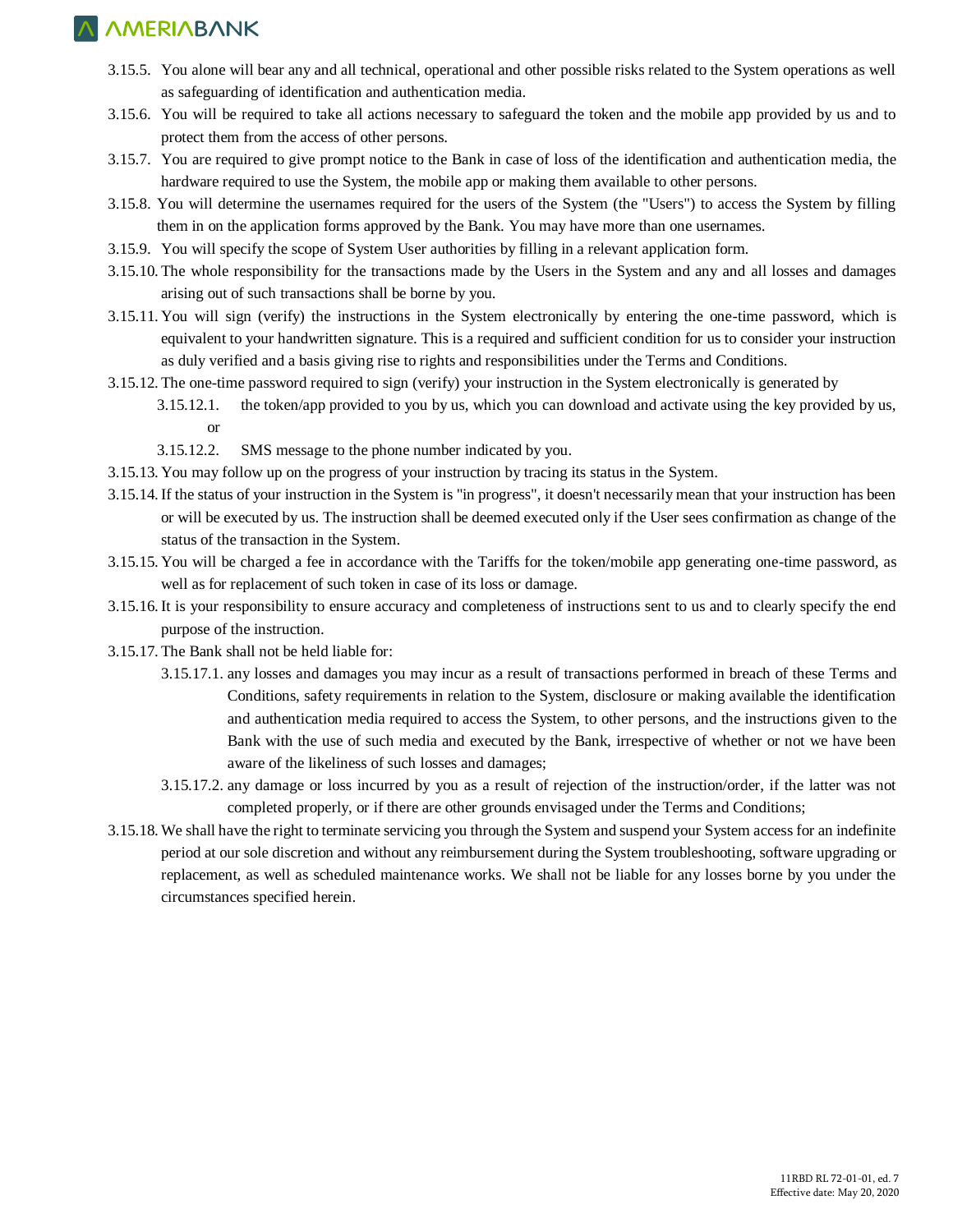3.15.5. You alone will bear any and all technical, operational and other possible risks related to the System operations as well as safeguarding of identification and authentication media.

3.15.6. You will be required to take all actions necessary to safeguard the token and the mobile app provided by us and to protect them from the access of other persons.

3.15.7. You are required to give prompt notice to the Bank in case of loss of the identification and authentication media, the hardware required to use the System, the mobile app or making them available to other persons.

3.15.8. You will determine the usernames required for the users of the System (the "Users") to access the System by filling them in on the application forms approved by the Bank. You may have more than one usernames.

3.15.9. You will specify the scope of System User authorities by filling in a relevant application form.

3.15.10. The whole responsibility for the transactions made by the Users in the System and any and all losses and damages arising out of such transactions shall be borne by you.

3.15.11. You will sign (verify) the instructions in the System electronically by entering the one-time password, which is equivalent to your handwritten signature. This is a required and sufficient condition for us to consider your instruction as duly verified and a basis giving rise to rights and responsibilities under the Terms and Conditions.

3.15.12. The one-time password required to sign (verify) your instruction in the System electronically is generated by

- 3.15.12.1. the token/app provided to you by us, which you can download and activate using the key provided by us, or
- 3.15.12.2. SMS message to the phone number indicated by you.

3.15.13. You may follow up on the progress of your instruction by tracing its status in the System.

3.15.14. If the status of your instruction in the System is "in progress", it doesn't necessarily mean that your instruction has been or will be executed by us. The instruction shall be deemed executed only if the User sees confirmation as change of the status of the transaction in the System.

3.15.15. You will be charged a fee in accordance with the Tariffs for the token/mobile app generating one-time password, as well as for replacement of such token in case of its loss or damage.

3.15.16. It is your responsibility to ensure accuracy and completeness of instructions sent to us and to clearly specify the end purpose of the instruction.

3.15.17. The Bank shall not be held liable for:

- 3.15.17.1. any losses and damages you may incur as a result of transactions performed in breach of these Terms and Conditions, safety requirements in relation to the System, disclosure or making available the identification and authentication media required to access the System, to other persons, and the instructions given to the Bank with the use of such media and executed by the Bank, irrespective of whether or not we have been aware of the likeliness of such losses and damages;
- 3.15.17.2. any damage or loss incurred by you as a result of rejection of the instruction/order, if the latter was not completed properly, or if there are other grounds envisaged under the Terms and Conditions;

3.15.18. We shall have the right to terminate servicing you through the System and suspend your System access for an indefinite period at our sole discretion and without any reimbursement during the System troubleshooting, software upgrading or replacement, as well as scheduled maintenance works. We shall not be liable for any losses borne by you under the circumstances specified herein.